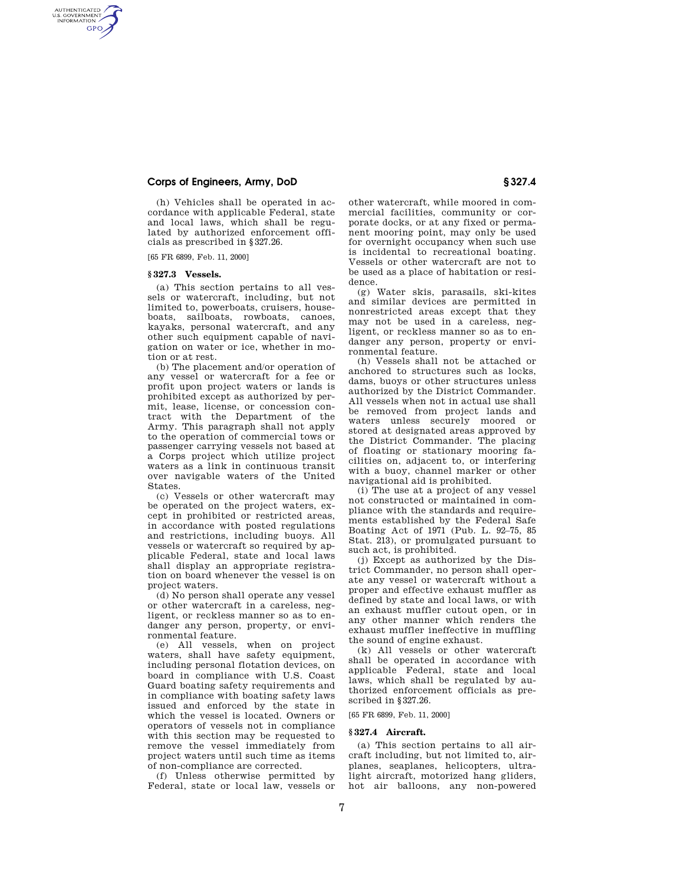(h) Vehicles shall be operated in accordance with applicable Federal, state and local laws, which shall be regulated by authorized enforcement officials as prescribed in §327.26.

[65 FR 6899, Feb. 11, 2000]

### §327.3 Vessels.

(a) This section pertains to all vessels or watercraft, including, but not limited to, powerboats, cruisers, houseboats, sailboats, rowboats, canoes, kayaks, personal watercraft, and any other such equipment capable of navigation on water or ice, whether in motion or at rest.

(b) The placement and/or operation of any vessel or watercraft for a fee or profit upon project waters or lands is prohibited except as authorized by permit, lease, license, or concession contract with the Department of the Army. This paragraph shall not apply to the operation of commercial tows or passenger carrying vessels not based at a Corps project which utilize project waters as a link in continuous transit over navigable waters of the United States.

(c) Vessels or other watercraft may be operated on the project waters, except in prohibited or restricted areas, in accordance with posted regulations and restrictions, including buoys. All vessels or watercraft so required by applicable Federal, state and local laws shall display an appropriate registration on board whenever the vessel is on project waters.

(d) No person shall operate any vessel or other watercraft in a careless, negligent, or reckless manner so as to endanger any person, property, or environmental feature.

(e) All vessels, when on project waters, shall have safety equipment, including personal flotation devices, on board in compliance with U.S. Coast Guard boating safety requirements and in compliance with boating safety laws issued and enforced by the state in which the vessel is located. Owners or operators of vessels not in compliance with this section may be requested to remove the vessel immediately from project waters until such time as items of non-compliance are corrected.

(f) Unless otherwise permitted by Federal, state or local law, vessels or other watercraft, while moored in commercial facilities, community or corporate docks, or at any fixed or permanent mooring point, may only be used for overnight occupancy when such use is incidental to recreational boating. Vessels or other watercraft are not to be used as a place of habitation or residence.

(g) Water skis, parasails, ski-kites and similar devices are permitted in nonrestricted areas except that they may not be used in a careless, negligent, or reckless manner so as to endanger any person, property or environmental feature.

(h) Vessels shall not be attached or anchored to structures such as locks, dams, buoys or other structures unless authorized by the District Commander. All vessels when not in actual use shall be removed from project lands and waters unless securely moored or stored at designated areas approved by the District Commander. The placing of floating or stationary mooring facilities on, adjacent to, or interfering with a buoy, channel marker or other navigational aid is prohibited.

(i) The use at a project of any vessel not constructed or maintained in compliance with the standards and requirements established by the Federal Safe Boating Act of 1971 (Pub. L. 92–75, 85 Stat. 213), or promulgated pursuant to such act, is prohibited.

(j) Except as authorized by the District Commander, no person shall operate any vessel or watercraft without a proper and effective exhaust muffler as defined by state and local laws, or with an exhaust muffler cutout open, or in any other manner which renders the exhaust muffler ineffective in muffling the sound of engine exhaust.

(k) All vessels or other watercraft shall be operated in accordance with applicable Federal, state and local laws, which shall be regulated by authorized enforcement officials as prescribed in §327.26.

[65 FR 6899, Feb. 11, 2000]

### §327.4 Aircraft.

(a) This section pertains to all aircraft including, but not limited to, airplanes, seaplanes, helicopters, ultra-light aircraft, motorized hang gliders, hot air balloons, any non-powered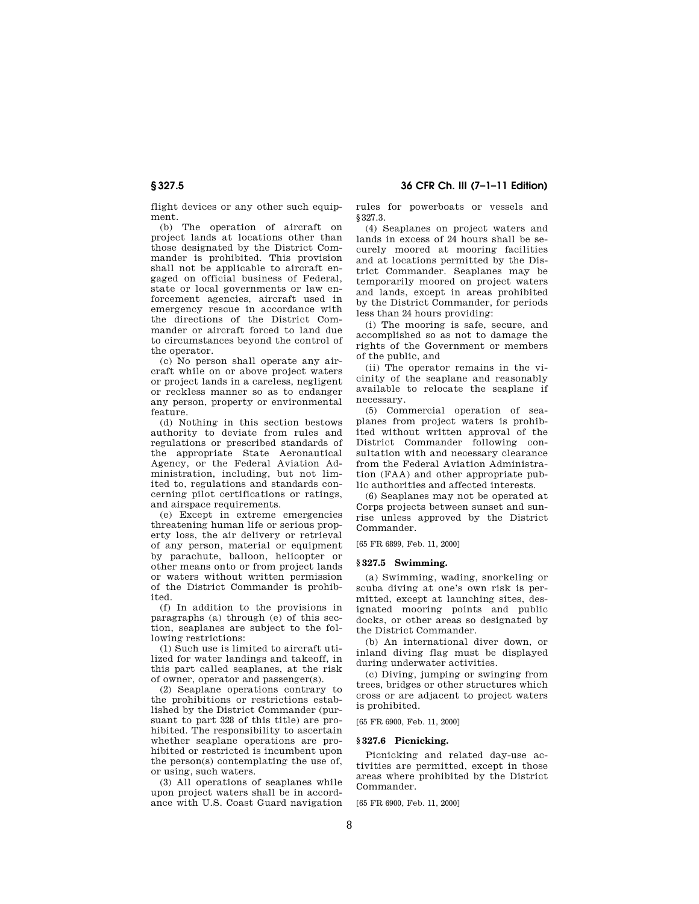flight devices or any other such equipment.

(b) The operation of aircraft on project lands at locations other than those designated by the District Commander is prohibited. This provision shall not be applicable to aircraft engaged on official business of Federal, state or local governments or law enforcement agencies, aircraft used in emergency rescue in accordance with the directions of the District Commander or aircraft forced to land due to circumstances beyond the control of the operator.

(c) No person shall operate any aircraft while on or above project waters or project lands in a careless, negligent or reckless manner so as to endanger any person, property or environmental feature.

(d) Nothing in this section bestows authority to deviate from rules and regulations or prescribed standards of the appropriate State Aeronautical Agency, or the Federal Aviation Administration, including, but not limited to, regulations and standards concerning pilot certifications or ratings, and airspace requirements.

(e) Except in extreme emergencies threatening human life or serious property loss, the air delivery or retrieval of any person, material or equipment by parachute, balloon, helicopter or other means onto or from project lands or waters without written permission of the District Commander is prohibited.

(f) In addition to the provisions in paragraphs (a) through (e) of this section, seaplanes are subject to the following restrictions:

(1) Such use is limited to aircraft utilized for water landings and takeoff, in this part called seaplanes, at the risk of owner, operator and passenger(s).

(2) Seaplane operations contrary to the prohibitions or restrictions established by the District Commander (pursuant to part 328 of this title) are prohibited. The responsibility to ascertain whether seaplane operations are prohibited or restricted is incumbent upon the person(s) contemplating the use of, or using, such waters.

(3) All operations of seaplanes while upon project waters shall be in accordance with U.S. Coast Guard navigation rules for powerboats or vessels and §327.3.

(4) Seaplanes on project waters and lands in excess of 24 hours shall be securely moored at mooring facilities and at locations permitted by the District Commander. Seaplanes may be temporarily moored on project waters and lands, except in areas prohibited by the District Commander, for periods less than 24 hours providing:

(i) The mooring is safe, secure, and accomplished so as not to damage the rights of the Government or members of the public, and

(ii) The operator remains in the vicinity of the seaplane and reasonably available to relocate the seaplane if necessary.

(5) Commercial operation of seaplanes from project waters is prohibited without written approval of the District Commander following consultation with and necessary clearance from the Federal Aviation Administration (FAA) and other appropriate public authorities and affected interests.

(6) Seaplanes may not be operated at Corps projects between sunset and sunrise unless approved by the District Commander.

[65 FR 6899, Feb. 11, 2000]

### § 327.5 Swimming.

(a) Swimming, wading, snorkeling or scuba diving at one's own risk is permitted, except at launching sites, designated mooring points and public docks, or other areas so designated by the District Commander.

(b) An international diver down, or inland diving flag must be displayed during underwater activities.

(c) Diving, jumping or swinging from trees, bridges or other structures which cross or are adjacent to project waters is prohibited.

[65 FR 6900, Feb. 11, 2000]

### § 327.6 Picnicking.

Picnicking and related day-use activities are permitted, except in those areas where prohibited by the District Commander.

[65 FR 6900, Feb. 11, 2000]